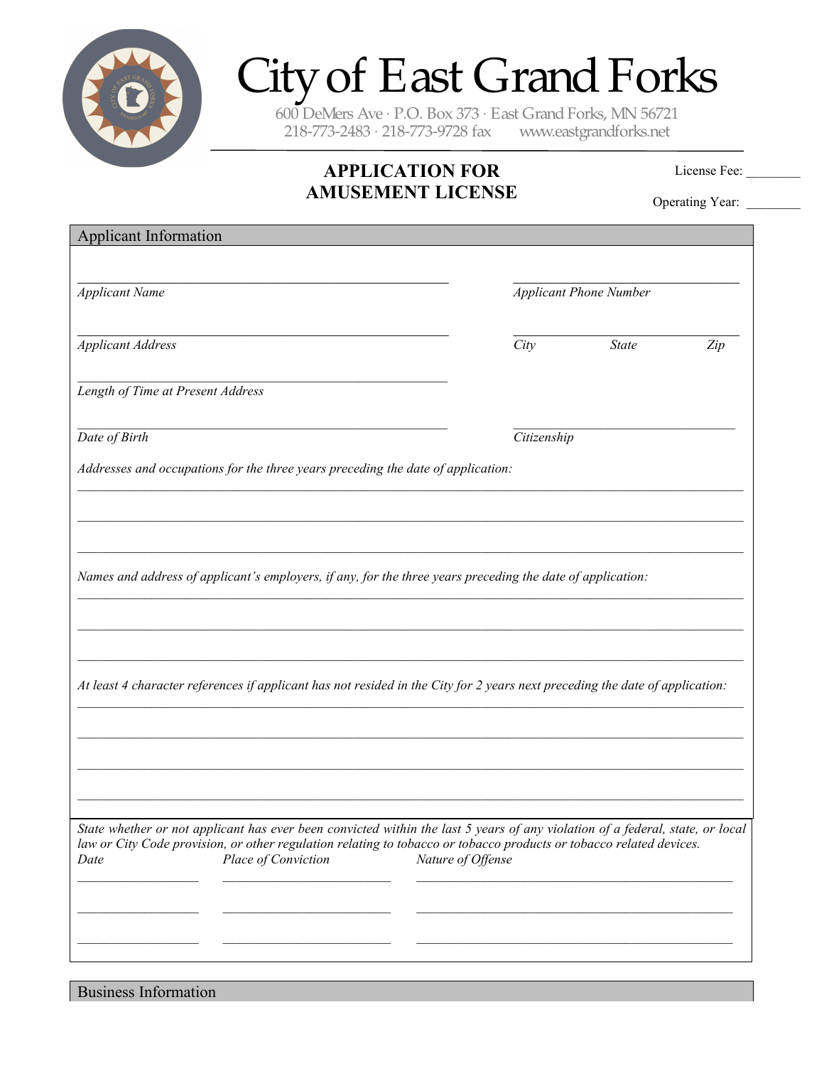# City of East Grand Forks

600 DeMers Ave · P.O. Box 373 · East Grand Forks, MN 56721
218-773-2483 · 218-773-9728 fax     www.eastgrandforks.net

## APPLICATION FOR AMUSEMENT LICENSE

License Fee: ________

Operating Year: ________

### Applicant Information

_______________________________________________ _______________________________

*Applicant Name* *Applicant Phone Number*

_______________________________________________ _______________________________

*Applicant Address* *City* *State* *Zip*

_______________________________________________

*Length of Time at Present Address*

_______________________________________________ _______________________________

*Date of Birth* *Citizenship*

*Addresses and occupations for the three years preceding the date of application:*

______________________________________________________________________________

______________________________________________________________________________

______________________________________________________________________________

*Names and address of applicant's employers, if any, for the three years preceding the date of application:*

______________________________________________________________________________

______________________________________________________________________________

______________________________________________________________________________

*At least 4 character references if applicant has not resided in the City for 2 years next preceding the date of application:*

______________________________________________________________________________

______________________________________________________________________________

______________________________________________________________________________

______________________________________________________________________________

*State whether or not applicant has ever been convicted within the last 5 years of any violation of a federal, state, or local law or City Code provision, or other regulation relating to tobacco or tobacco products or tobacco related devices.*

| *Date* | *Place of Conviction* | *Nature of Offense* |
|---|---|---|
| __________ | ______________ | ____________________________ |
| __________ | ______________ | ____________________________ |
| __________ | ______________ | ____________________________ |

### Business Information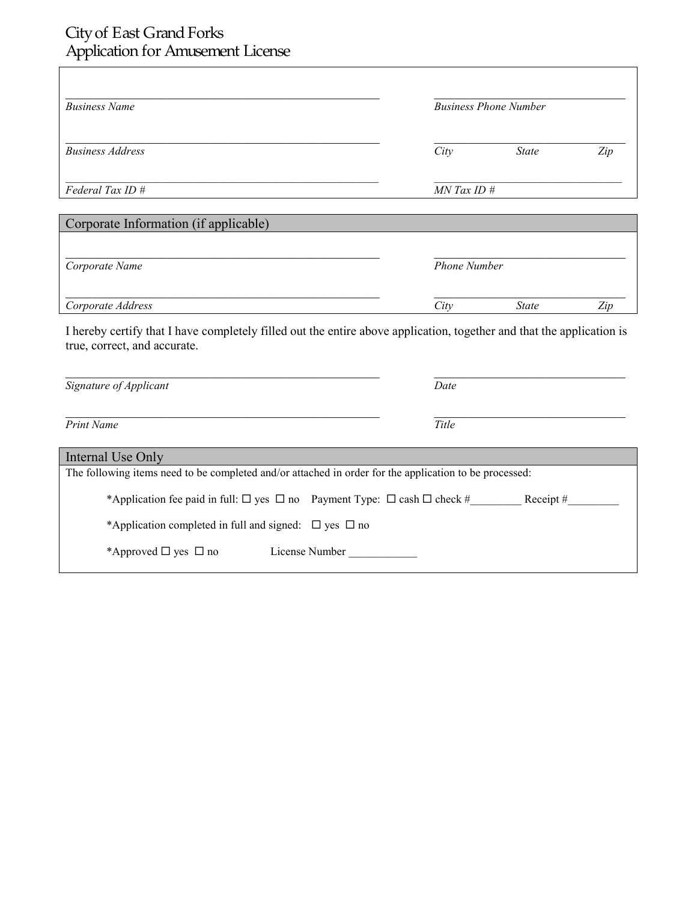# City of East Grand Forks
## Application for Amusement License

_______________________________________________ *Business Name*

_______________________________________________ *Business Phone Number*

_______________________________________________ *Business Address*

_______________________________________________ *City* *State* *Zip*

_______________________________________________ *Federal Tax ID #*

_______________________________________________ *MN Tax ID #*

## Corporate Information (if applicable)

_______________________________________________ *Corporate Name*

_______________________________________________ *Phone Number*

_______________________________________________ *Corporate Address*

_______________________________________________ *City* *State* *Zip*

I hereby certify that I have completely filled out the entire above application, together and that the application is true, correct, and accurate.

_______________________________________________ *Signature of Applicant*

_______________________________________________ *Date*

_______________________________________________ *Print Name*

_______________________________________________ *Title*

## Internal Use Only

The following items need to be completed and/or attached in order for the application to be processed:

*Application fee paid in full: ☐ yes ☐ no Payment Type: ☐ cash ☐ check #_________ Receipt #_________

*Application completed in full and signed: ☐ yes ☐ no

*Approved ☐ yes ☐ no License Number ____________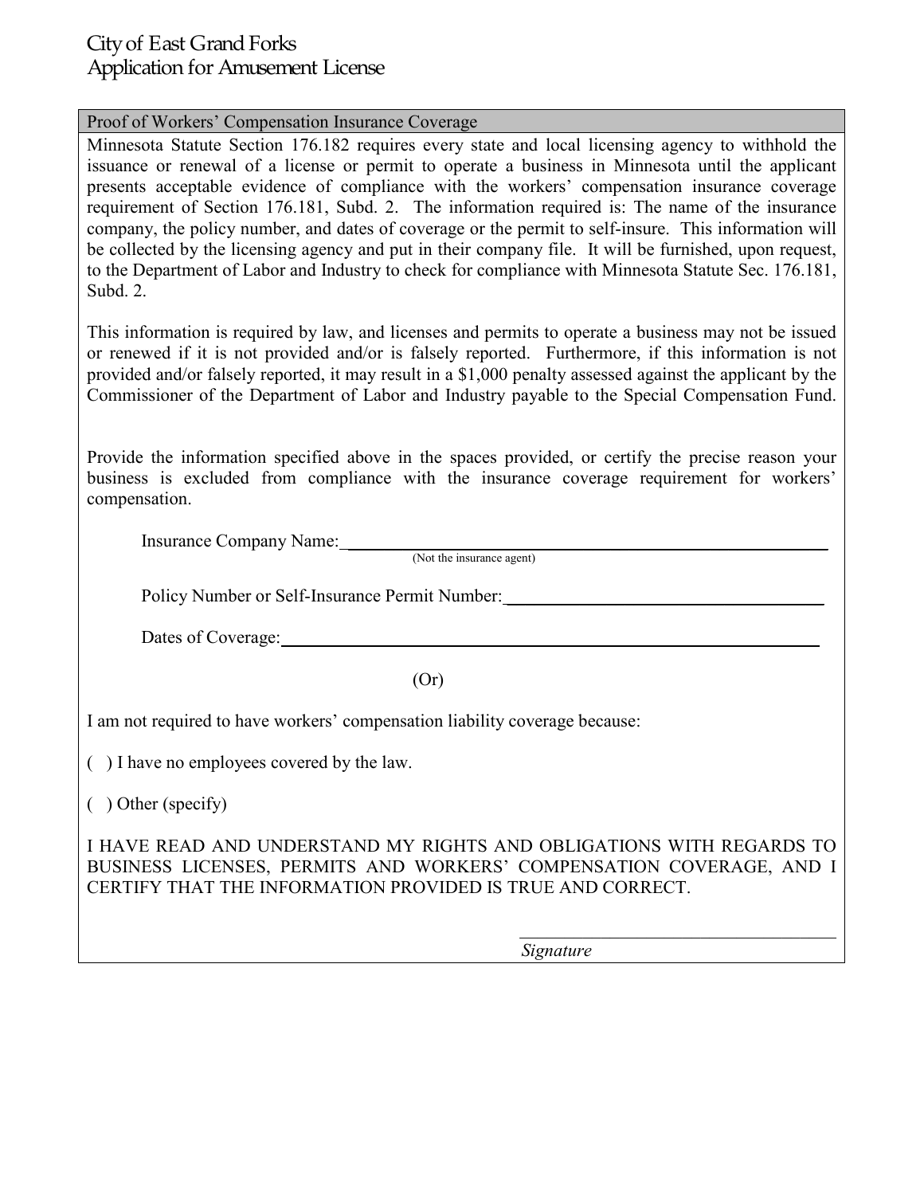City of East Grand Forks
Application for Amusement License

## Proof of Workers' Compensation Insurance Coverage

Minnesota Statute Section 176.182 requires every state and local licensing agency to withhold the issuance or renewal of a license or permit to operate a business in Minnesota until the applicant presents acceptable evidence of compliance with the workers' compensation insurance coverage requirement of Section 176.181, Subd. 2. The information required is: The name of the insurance company, the policy number, and dates of coverage or the permit to self-insure. This information will be collected by the licensing agency and put in their company file. It will be furnished, upon request, to the Department of Labor and Industry to check for compliance with Minnesota Statute Sec. 176.181, Subd. 2.

This information is required by law, and licenses and permits to operate a business may not be issued or renewed if it is not provided and/or is falsely reported. Furthermore, if this information is not provided and/or falsely reported, it may result in a $1,000 penalty assessed against the applicant by the Commissioner of the Department of Labor and Industry payable to the Special Compensation Fund.

Provide the information specified above in the spaces provided, or certify the precise reason your business is excluded from compliance with the insurance coverage requirement for workers' compensation.

Insurance Company Name: ______________________________
(Not the insurance agent)

Policy Number or Self-Insurance Permit Number: ______________________________

Dates of Coverage: ______________________________

(Or)

I am not required to have workers' compensation liability coverage because:

( ) I have no employees covered by the law.

( ) Other (specify)

I HAVE READ AND UNDERSTAND MY RIGHTS AND OBLIGATIONS WITH REGARDS TO BUSINESS LICENSES, PERMITS AND WORKERS' COMPENSATION COVERAGE, AND I CERTIFY THAT THE INFORMATION PROVIDED IS TRUE AND CORRECT.

______________________________
*Signature*